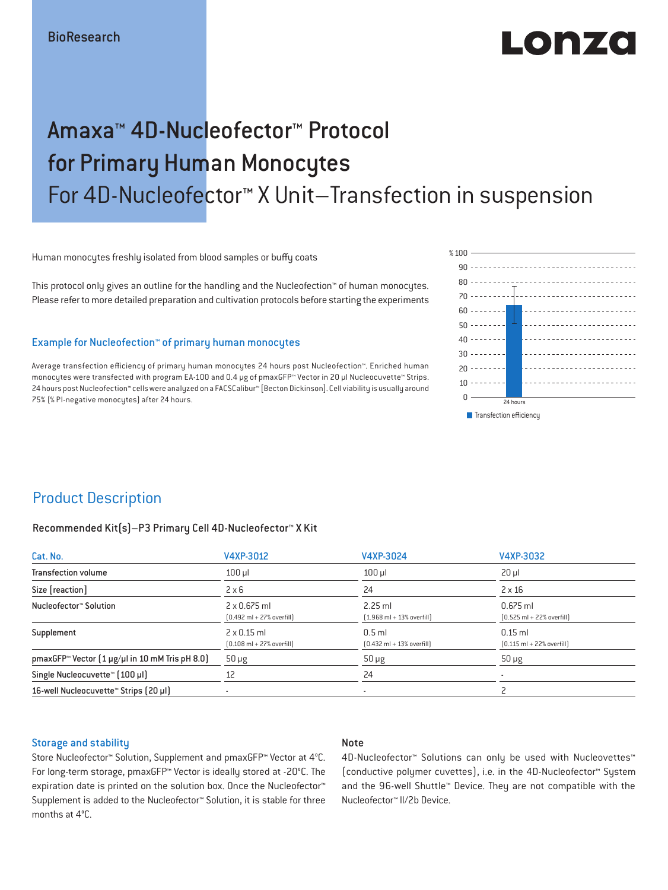BioResearch

# Amaxa™ 4D-Nucleofector™ Protocol for Primary Human Monocytes

## For 4D-Nucleofector™ X Unit–Transfection in suspension

Human monocytes freshly isolated from blood samples or buffy coats

This protocol only gives an outline for the handling and the Nucleofection™ of human monocytes. Please refer to more detailed preparation and cultivation protocols before starting the experiments

### Example for Nucleofection™ of primary human monocytes

Average transfection efficiency of primary human monocytes 24 hours post Nucleofection™. Enriched human monocytes were transfected with program EA-100 and 0.4 µg of pmaxGFP™ Vector in 20 µl Nucleocuvette™ Strips. 24 hours post Nucleofection™ cells were analyzed on a FACSCalibur™ [Becton Dickinson]. Cell viability is usually around 75% (% PI-negative monocytes) after 24 hours.

## Product Description

### Recommended Kit(s)–P3 Primary Cell 4D-Nucleofector™ X Kit

| Cat. No. | V4XP-3012 | V4XP-3024 | V4XP-3032 |
|---|---|---|---|
| Transfection volume | 100 µl | 100 µl | 20 µl |
| Size [reaction] | 2 x 6 | 24 | 2 x 16 |
| Nucleofector™ Solution | 2 x 0.675 ml (0.492 ml + 27% overfill) | 2.25 ml (1.968 ml + 13% overfill) | 0.675 ml (0.525 ml + 22% overfill) |
| Supplement | 2 x 0.15 ml (0.108 ml + 27% overfill) | 0.5 ml (0.432 ml + 13% overfill) | 0.15 ml (0.115 ml + 22% overfill) |
| pmaxGFP™ Vector (1 µg/µl in 10 mM Tris pH 8.0) | 50 µg | 50 µg | 50 µg |
| Single Nucleocuvette™ (100 µl) | 12 | 24 | - |
| 16-well Nucleocuvette™ Strips (20 µl) | - | - | 2 |

### Storage and stability

Store Nucleofector™ Solution, Supplement and pmaxGFP™ Vector at 4°C. For long-term storage, pmaxGFP™ Vector is ideally stored at -20°C. The expiration date is printed on the solution box. Once the Nucleofector™ Supplement is added to the Nucleofector™ Solution, it is stable for three months at 4°C.

### Note

4D-Nucleofector™ Solutions can only be used with Nucleovettes™ (conductive polymer cuvettes), i.e. in the 4D-Nucleofector™ System and the 96-well Shuttle™ Device. They are not compatible with the Nucleofector™ II/2b Device.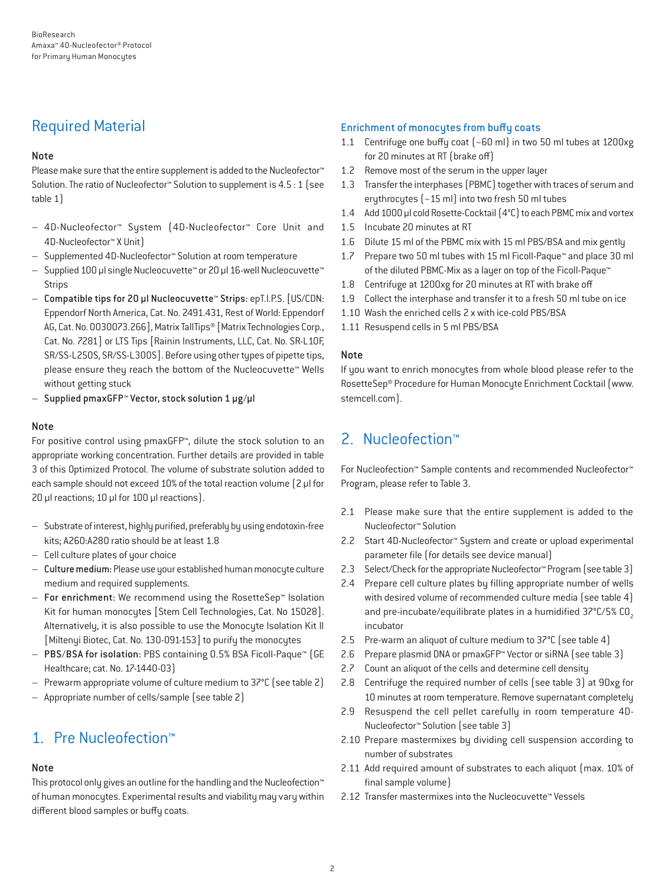## Required Material

### Note

Please make sure that the entire supplement is added to the Nucleofector™ Solution. The ratio of Nucleofector™ Solution to supplement is 4.5 : 1 (see table 1)

- 4D-Nucleofector™ System (4D-Nucleofector™ Core Unit and 4D-Nucleofector™ X Unit)
- Supplemented 4D-Nucleofector™ Solution at room temperature
- Supplied 100 µl single Nucleocuvette™ or 20 µl 16-well Nucleocuvette™ Strips
- **Compatible tips for 20 µl Nucleocuvette™ Strips:** epT.I.P.S. [US/CDN: Eppendorf North America, Cat. No. 2491.431, Rest of World: Eppendorf AG, Cat. No. 0030073.266], Matrix TallTips® [Matrix Technologies Corp., Cat. No. 7281] or LTS Tips [Rainin Instruments, LLC, Cat. No. SR-L10F, SR/SS-L250S, SR/SS-L300S]. Before using other types of pipette tips, please ensure they reach the bottom of the Nucleocuvette™ Wells without getting stuck
- Supplied pmaxGFP™ Vector, stock solution 1 µg/µl

### Note

For positive control using pmaxGFP™, dilute the stock solution to an appropriate working concentration. Further details are provided in table 3 of this Optimized Protocol. The volume of substrate solution added to each sample should not exceed 10% of the total reaction volume (2 µl for 20 µl reactions; 10 µl for 100 µl reactions).

- Substrate of interest, highly purified, preferably by using endotoxin-free kits; A260:A280 ratio should be at least 1.8
- Cell culture plates of your choice
- **Culture medium:** Please use your established human monocyte culture medium and required supplements.
- **For enrichment:** We recommend using the RosetteSep™ Isolation Kit for human monocytes [Stem Cell Technologies, Cat. No 15028]. Alternatively, it is also possible to use the Monocyte Isolation Kit II [Miltenyi Biotec, Cat. No. 130-091-153] to purify the monocytes
- **PBS/BSA for isolation:** PBS containing 0.5% BSA Ficoll-Paque™ (GE Healthcare; cat. No. 17-1440-03)
- Prewarm appropriate volume of culture medium to 37°C (see table 2)
- Appropriate number of cells/sample (see table 2)

## 1. Pre Nucleofection™

### Note

This protocol only gives an outline for the handling and the Nucleofection™ of human monocytes. Experimental results and viability may vary within different blood samples or buffy coats.

### Enrichment of monocytes from buffy coats

1.1 Centrifuge one buffy coat (~60 ml) in two 50 ml tubes at 1200xg for 20 minutes at RT (brake off)
1.2 Remove most of the serum in the upper layer
1.3 Transfer the interphases (PBMC) together with traces of serum and erythrocytes (~15 ml) into two fresh 50 ml tubes
1.4 Add 1000 µl cold Rosette-Cocktail (4°C) to each PBMC mix and vortex
1.5 Incubate 20 minutes at RT
1.6 Dilute 15 ml of the PBMC mix with 15 ml PBS/BSA and mix gently
1.7 Prepare two 50 ml tubes with 15 ml Ficoll-Paque™ and place 30 ml of the diluted PBMC-Mix as a layer on top of the Ficoll-Paque™
1.8 Centrifuge at 1200xg for 20 minutes at RT with brake off
1.9 Collect the interphase and transfer it to a fresh 50 ml tube on ice
1.10 Wash the enriched cells 2 x with ice-cold PBS/BSA
1.11 Resuspend cells in 5 ml PBS/BSA

### Note

If you want to enrich monocytes from whole blood please refer to the RosetteSep® Procedure for Human Monocyte Enrichment Cocktail (www.stemcell.com).

## 2. Nucleofection™

For Nucleofection™ Sample contents and recommended Nucleofector™ Program, please refer to Table 3.

2.1 Please make sure that the entire supplement is added to the Nucleofector™ Solution
2.2 Start 4D-Nucleofector™ System and create or upload experimental parameter file (for details see device manual)
2.3 Select/Check for the appropriate Nucleofector™ Program (see table 3)
2.4 Prepare cell culture plates by filling appropriate number of wells with desired volume of recommended culture media (see table 4) and pre-incubate/equilibrate plates in a humidified 37°C/5% $CO_2$ incubator
2.5 Pre-warm an aliquot of culture medium to 37°C (see table 4)
2.6 Prepare plasmid DNA or pmaxGFP™ Vector or siRNA (see table 3)
2.7 Count an aliquot of the cells and determine cell density
2.8 Centrifuge the required number of cells (see table 3) at 90xg for 10 minutes at room temperature. Remove supernatant completely
2.9 Resuspend the cell pellet carefully in room temperature 4D-Nucleofector™ Solution (see table 3)
2.10 Prepare mastermixes by dividing cell suspension according to number of substrates
2.11 Add required amount of substrates to each aliquot (max. 10% of final sample volume)
2.12 Transfer mastermixes into the Nucleocuvette™ Vessels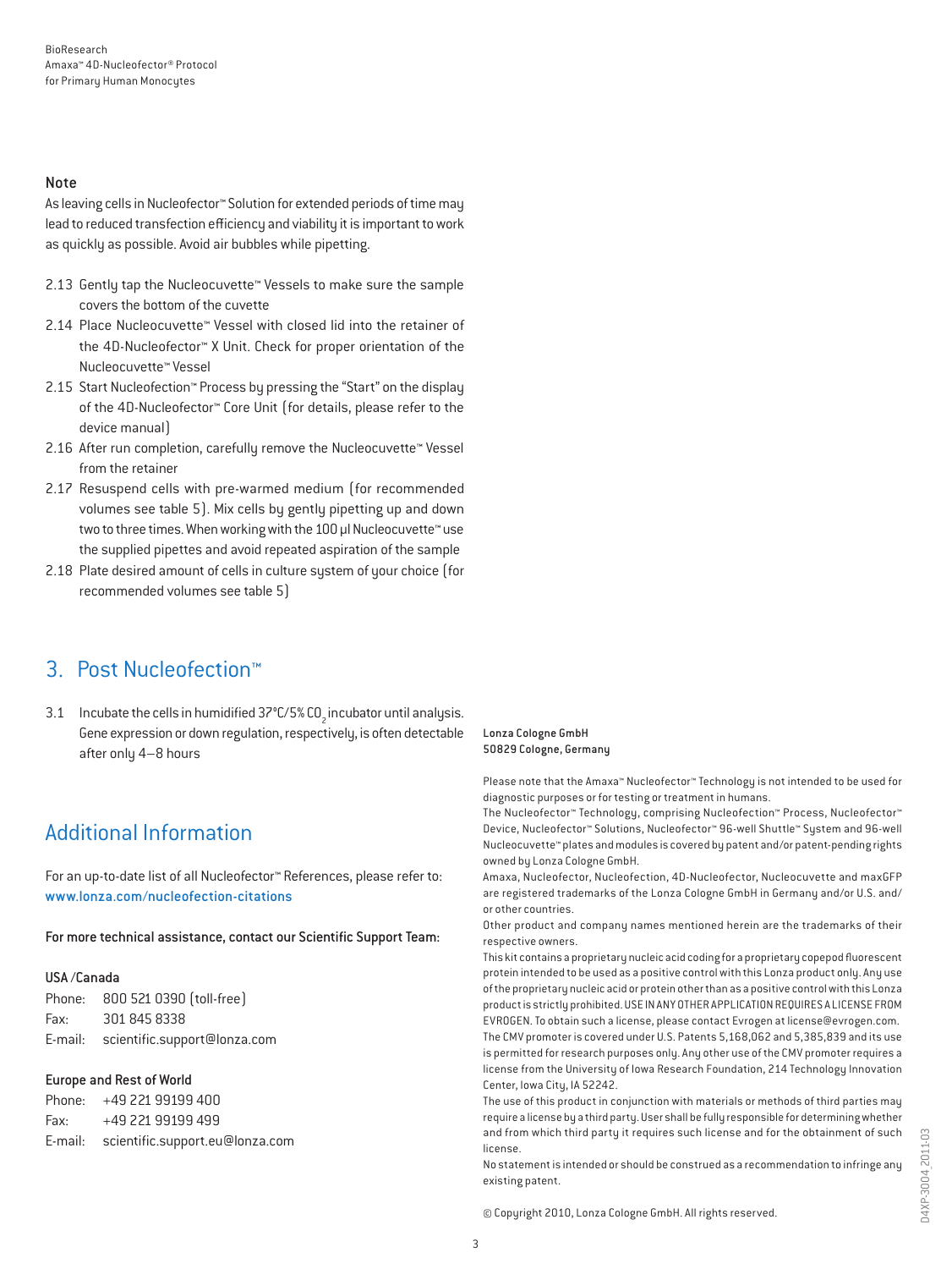### Note

As leaving cells in Nucleofector™ Solution for extended periods of time may lead to reduced transfection efficiency and viability it is important to work as quickly as possible. Avoid air bubbles while pipetting.

2.13 Gently tap the Nucleocuvette™ Vessels to make sure the sample covers the bottom of the cuvette
2.14 Place Nucleocuvette™ Vessel with closed lid into the retainer of the 4D-Nucleofector™ X Unit. Check for proper orientation of the Nucleocuvette™ Vessel
2.15 Start Nucleofection™ Process by pressing the "Start" on the display of the 4D-Nucleofector™ Core Unit (for details, please refer to the device manual)
2.16 After run completion, carefully remove the Nucleocuvette™ Vessel from the retainer
2.17 Resuspend cells with pre-warmed medium (for recommended volumes see table 5). Mix cells by gently pipetting up and down two to three times. When working with the 100 µl Nucleocuvette™ use the supplied pipettes and avoid repeated aspiration of the sample
2.18 Plate desired amount of cells in culture system of your choice (for recommended volumes see table 5)

## 3. Post Nucleofection™

3.1 Incubate the cells in humidified 37°C/5% $CO_2$ incubator until analysis. Gene expression or down regulation, respectively, is often detectable after only 4–8 hours

## Additional Information

For an up-to-date list of all Nucleofector™ References, please refer to: www.lonza.com/nucleofection-citations

**For more technical assistance, contact our Scientific Support Team:**

**USA /Canada**
Phone: 800 521 0390 (toll-free)
Fax: 301 845 8338
E-mail: scientific.support@lonza.com

**Europe and Rest of World**
Phone: +49 221 99199 400
Fax: +49 221 99199 499
E-mail: scientific.support.eu@lonza.com

**Lonza Cologne GmbH**
**50829 Cologne, Germany**

Please note that the Amaxa™ Nucleofector™ Technology is not intended to be used for diagnostic purposes or for testing or treatment in humans.
The Nucleofector™ Technology, comprising Nucleofection™ Process, Nucleofector™ Device, Nucleofector™ Solutions, Nucleofector™ 96-well Shuttle™ System and 96-well Nucleocuvette™ plates and modules is covered by patent and/or patent-pending rights owned by Lonza Cologne GmbH.
Amaxa, Nucleofector, Nucleofection, 4D-Nucleofector, Nucleocuvette and maxGFP are registered trademarks of the Lonza Cologne GmbH in Germany and/or U.S. and/or other countries.
Other product and company names mentioned herein are the trademarks of their respective owners.
This kit contains a proprietary nucleic acid coding for a proprietary copepod fluorescent protein intended to be used as a positive control with this Lonza product only. Any use of the proprietary nucleic acid or protein other than as a positive control with this Lonza product is strictly prohibited. USE IN ANY OTHER APPLICATION REQUIRES A LICENSE FROM EVROGEN. To obtain such a license, please contact Evrogen at license@evrogen.com.
The CMV promoter is covered under U.S. Patents 5,168,062 and 5,385,839 and its use is permitted for research purposes only. Any other use of the CMV promoter requires a license from the University of Iowa Research Foundation, 214 Technology Innovation Center, Iowa City, IA 52242.
The use of this product in conjunction with materials or methods of third parties may require a license by a third party. User shall be fully responsible for determining whether and from which third party it requires such license and for the obtainment of such license.
No statement is intended or should be construed as a recommendation to infringe any existing patent.

© Copyright 2010, Lonza Cologne GmbH. All rights reserved.

D4XP-3004_2011-03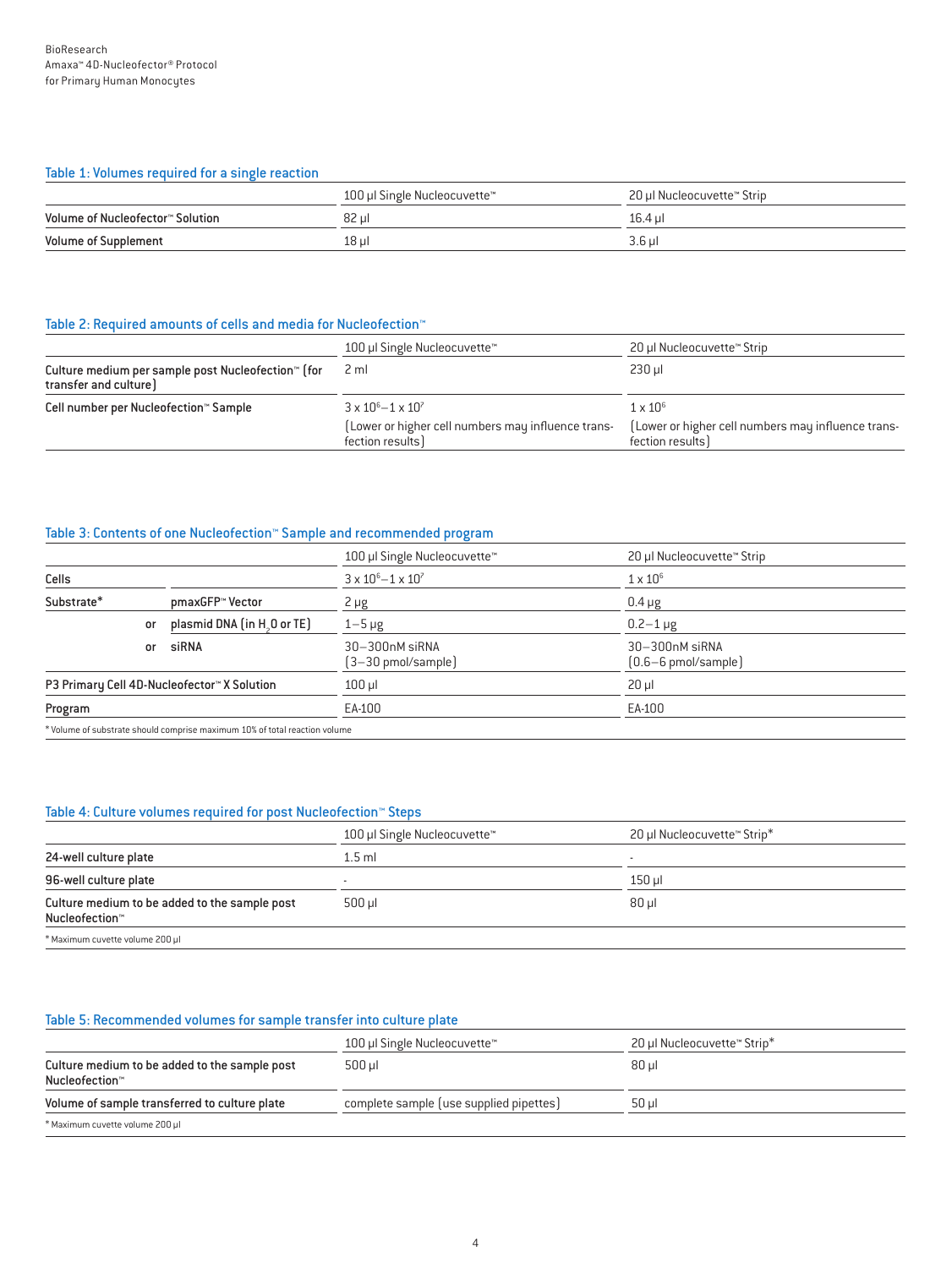### Table 1: Volumes required for a single reaction

| | 100 µl Single Nucleocuvette™ | 20 µl Nucleocuvette™ Strip |
|---|---|---|
| **Volume of Nucleofector™ Solution** | 82 µl | 16.4 µl |
| **Volume of Supplement** | 18 µl | 3.6 µl |

### Table 2: Required amounts of cells and media for Nucleofection™

| | 100 µl Single Nucleocuvette™ | 20 µl Nucleocuvette™ Strip |
|---|---|---|
| **Culture medium per sample post Nucleofection™ (for transfer and culture)** | 2 ml | 230 µl |
| **Cell number per Nucleofection™ Sample** | $3 \times 10^6$–$1 \times 10^7$ (Lower or higher cell numbers may influence transfection results) | $1 \times 10^6$ (Lower or higher cell numbers may influence transfection results) |

### Table 3: Contents of one Nucleofection™ Sample and recommended program

| | | 100 µl Single Nucleocuvette™ | 20 µl Nucleocuvette™ Strip |
|---|---|---|---|
| **Cells** | | $3 \times 10^6$–$1 \times 10^7$ | $1 \times 10^6$ |
| **Substrate*** | **pmaxGFP™ Vector** | 2 µg | 0.4 µg |
| **or** | **plasmid DNA (in $H_2O$ or TE)** | 1–5 µg | 0.2–1 µg |
| **or** | **siRNA** | 30–300nM siRNA (3–30 pmol/sample) | 30–300nM siRNA (0.6–6 pmol/sample) |
| **P3 Primary Cell 4D-Nucleofector™ X Solution** | | 100 µl | 20 µl |
| **Program** | | EA-100 | EA-100 |

* Volume of substrate should comprise maximum 10% of total reaction volume

### Table 4: Culture volumes required for post Nucleofection™ Steps

| | 100 µl Single Nucleocuvette™ | 20 µl Nucleocuvette™ Strip* |
|---|---|---|
| **24-well culture plate** | 1.5 ml | - |
| **96-well culture plate** | - | 150 µl |
| **Culture medium to be added to the sample post Nucleofection™** | 500 µl | 80 µl |

* Maximum cuvette volume 200 µl

### Table 5: Recommended volumes for sample transfer into culture plate

| | 100 µl Single Nucleocuvette™ | 20 µl Nucleocuvette™ Strip* |
|---|---|---|
| **Culture medium to be added to the sample post Nucleofection™** | 500 µl | 80 µl |
| **Volume of sample transferred to culture plate** | complete sample (use supplied pipettes) | 50 µl |

* Maximum cuvette volume 200 µl